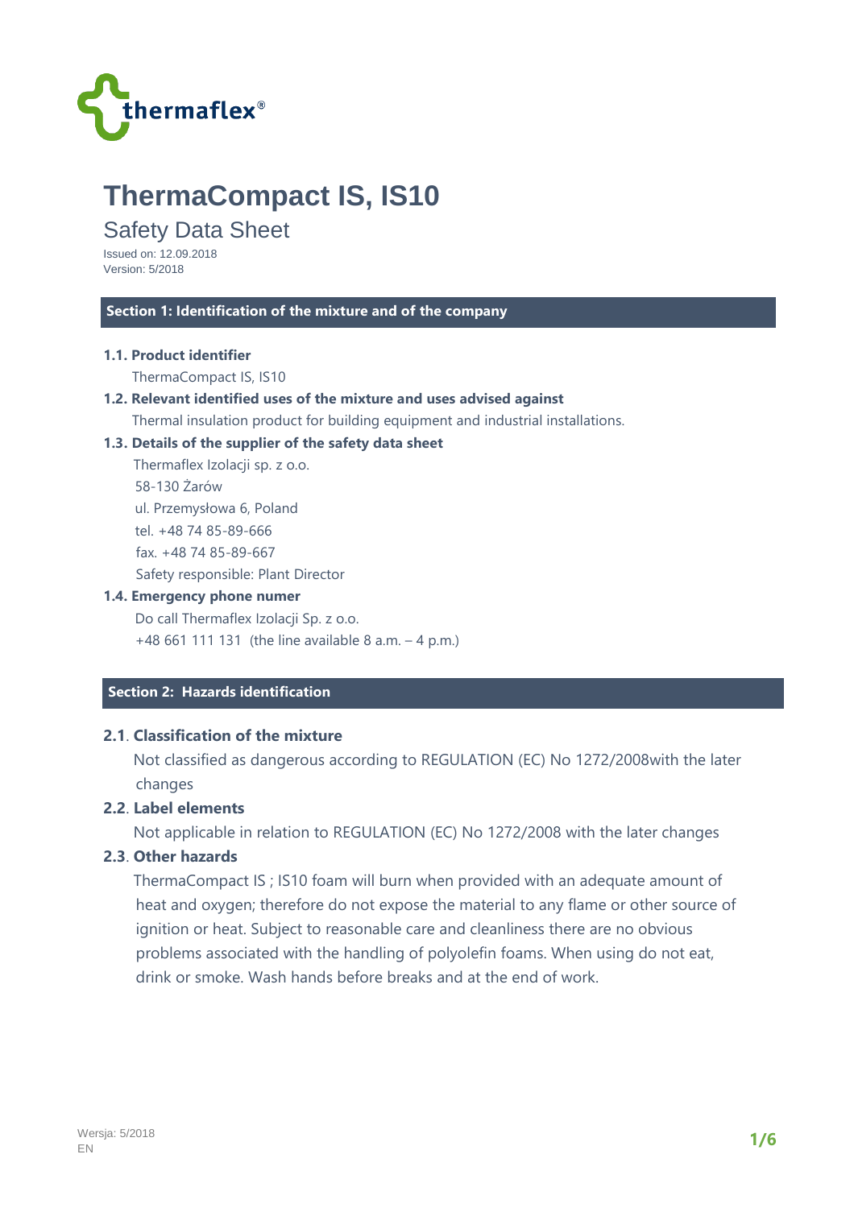thermaflex®

# ThermaCompact IS, IS10

Safety Data Sheet

Issued on: 12.09.2018
Version: 5/2018

## Section 1: Identification of the mixture and of the company

**1.1. Product identifier**

ThermaCompact IS, IS10

**1.2. Relevant identified uses of the mixture and uses advised against**

Thermal insulation product for building equipment and industrial installations.

**1.3. Details of the supplier of the safety data sheet**

Thermaflex Izolacji sp. z o.o.
58-130 Żarów
ul. Przemysłowa 6, Poland
tel. +48 74 85-89-666
fax. +48 74 85-89-667
Safety responsible: Plant Director

**1.4. Emergency phone numer**

Do call Thermaflex Izolacji Sp. z o.o.
+48 661 111 131 (the line available 8 a.m. – 4 p.m.)

## Section 2: Hazards identification

**2.1. Classification of the mixture**

Not classified as dangerous according to REGULATION (EC) No 1272/2008with the later changes

**2.2. Label elements**

Not applicable in relation to REGULATION (EC) No 1272/2008 with the later changes

**2.3. Other hazards**

ThermaCompact IS ; IS10 foam will burn when provided with an adequate amount of heat and oxygen; therefore do not expose the material to any flame or other source of ignition or heat. Subject to reasonable care and cleanliness there are no obvious problems associated with the handling of polyolefin foams. When using do not eat, drink or smoke. Wash hands before breaks and at the end of work.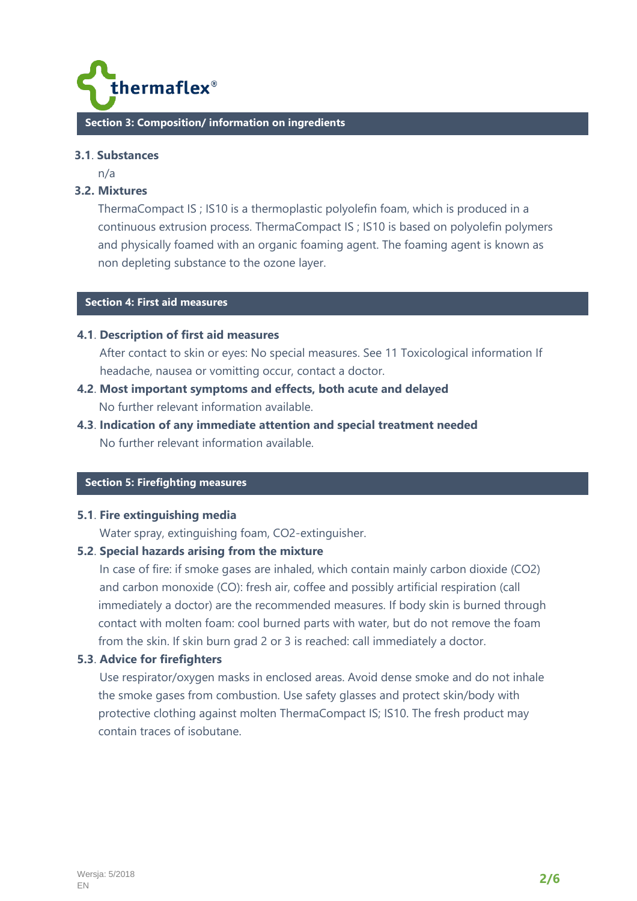## Section 3: Composition/ information on ingredients

**3.1. Substances**

n/a

**3.2. Mixtures**

ThermaCompact IS ; IS10 is a thermoplastic polyolefin foam, which is produced in a continuous extrusion process. ThermaCompact IS ; IS10 is based on polyolefin polymers and physically foamed with an organic foaming agent. The foaming agent is known as non depleting substance to the ozone layer.

## Section 4: First aid measures

**4.1. Description of first aid measures**

After contact to skin or eyes: No special measures. See 11 Toxicological information If headache, nausea or vomitting occur, contact a doctor.

**4.2. Most important symptoms and effects, both acute and delayed**

No further relevant information available.

**4.3. Indication of any immediate attention and special treatment needed**

No further relevant information available.

## Section 5: Firefighting measures

**5.1. Fire extinguishing media**

Water spray, extinguishing foam, CO2-extinguisher.

**5.2. Special hazards arising from the mixture**

In case of fire: if smoke gases are inhaled, which contain mainly carbon dioxide ($CO_2$) and carbon monoxide (CO): fresh air, coffee and possibly artificial respiration (call immediately a doctor) are the recommended measures. If body skin is burned through contact with molten foam: cool burned parts with water, but do not remove the foam from the skin. If skin burn grad 2 or 3 is reached: call immediately a doctor.

**5.3. Advice for firefighters**

Use respirator/oxygen masks in enclosed areas. Avoid dense smoke and do not inhale the smoke gases from combustion. Use safety glasses and protect skin/body with protective clothing against molten ThermaCompact IS; IS10. The fresh product may contain traces of isobutane.

Wersja: 5/2018
EN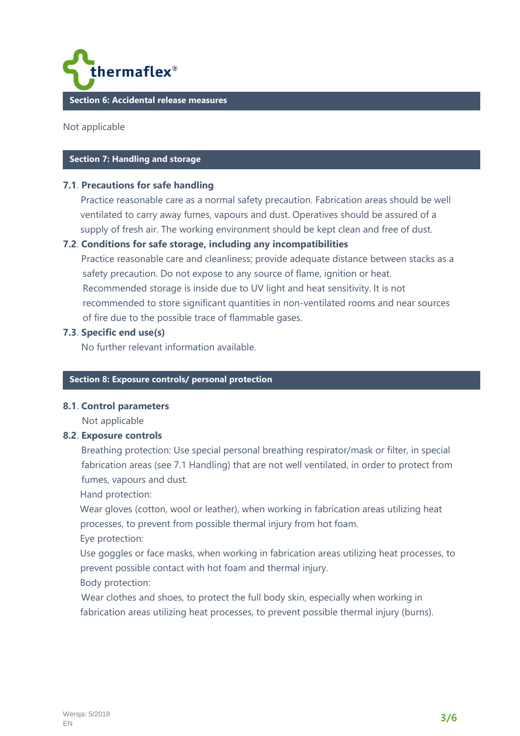## Section 6: Accidental release measures

Not applicable

## Section 7: Handling and storage

### 7.1. Precautions for safe handling

Practice reasonable care as a normal safety precaution. Fabrication areas should be well ventilated to carry away fumes, vapours and dust. Operatives should be assured of a supply of fresh air. The working environment should be kept clean and free of dust.

### 7.2. Conditions for safe storage, including any incompatibilities

Practice reasonable care and cleanliness; provide adequate distance between stacks as a safety precaution. Do not expose to any source of flame, ignition or heat. Recommended storage is inside due to UV light and heat sensitivity. It is not recommended to store significant quantities in non-ventilated rooms and near sources of fire due to the possible trace of flammable gases.

### 7.3. Specific end use(s)

No further relevant information available.

## Section 8: Exposure controls/ personal protection

### 8.1. Control parameters

Not applicable

### 8.2. Exposure controls

Breathing protection: Use special personal breathing respirator/mask or filter, in special fabrication areas (see 7.1 Handling) that are not well ventilated, in order to protect from fumes, vapours and dust.

Hand protection:

Wear gloves (cotton, wool or leather), when working in fabrication areas utilizing heat processes, to prevent from possible thermal injury from hot foam.

Eye protection:

Use goggles or face masks, when working in fabrication areas utilizing heat processes, to prevent possible contact with hot foam and thermal injury.

Body protection:

Wear clothes and shoes, to protect the full body skin, especially when working in fabrication areas utilizing heat processes, to prevent possible thermal injury (burns).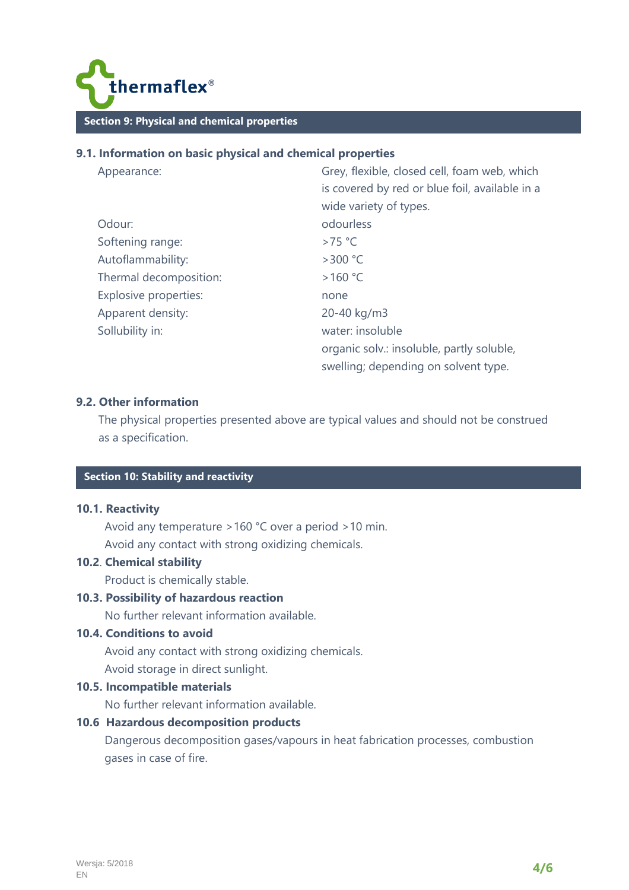## Section 9: Physical and chemical properties

### 9.1. Information on basic physical and chemical properties

| | |
|---|---|
| Appearance: | Grey, flexible, closed cell, foam web, which is covered by red or blue foil, available in a wide variety of types. |
| Odour: | odourless |
| Softening range: | >75 °C |
| Autoflammability: | >300 °C |
| Thermal decomposition: | >160 °C |
| Explosive properties: | none |
| Apparent density: | 20-40 kg/m3 |
| Sollubility in: | water: insoluble<br>organic solv.: insoluble, partly soluble, swelling; depending on solvent type. |

### 9.2. Other information

The physical properties presented above are typical values and should not be construed as a specification.

## Section 10: Stability and reactivity

### 10.1. Reactivity

Avoid any temperature >160 °C over a period >10 min.
Avoid any contact with strong oxidizing chemicals.

### 10.2. Chemical stability

Product is chemically stable.

### 10.3. Possibility of hazardous reaction

No further relevant information available.

### 10.4. Conditions to avoid

Avoid any contact with strong oxidizing chemicals.
Avoid storage in direct sunlight.

### 10.5. Incompatible materials

No further relevant information available.

### 10.6 Hazardous decomposition products

Dangerous decomposition gases/vapours in heat fabrication processes, combustion gases in case of fire.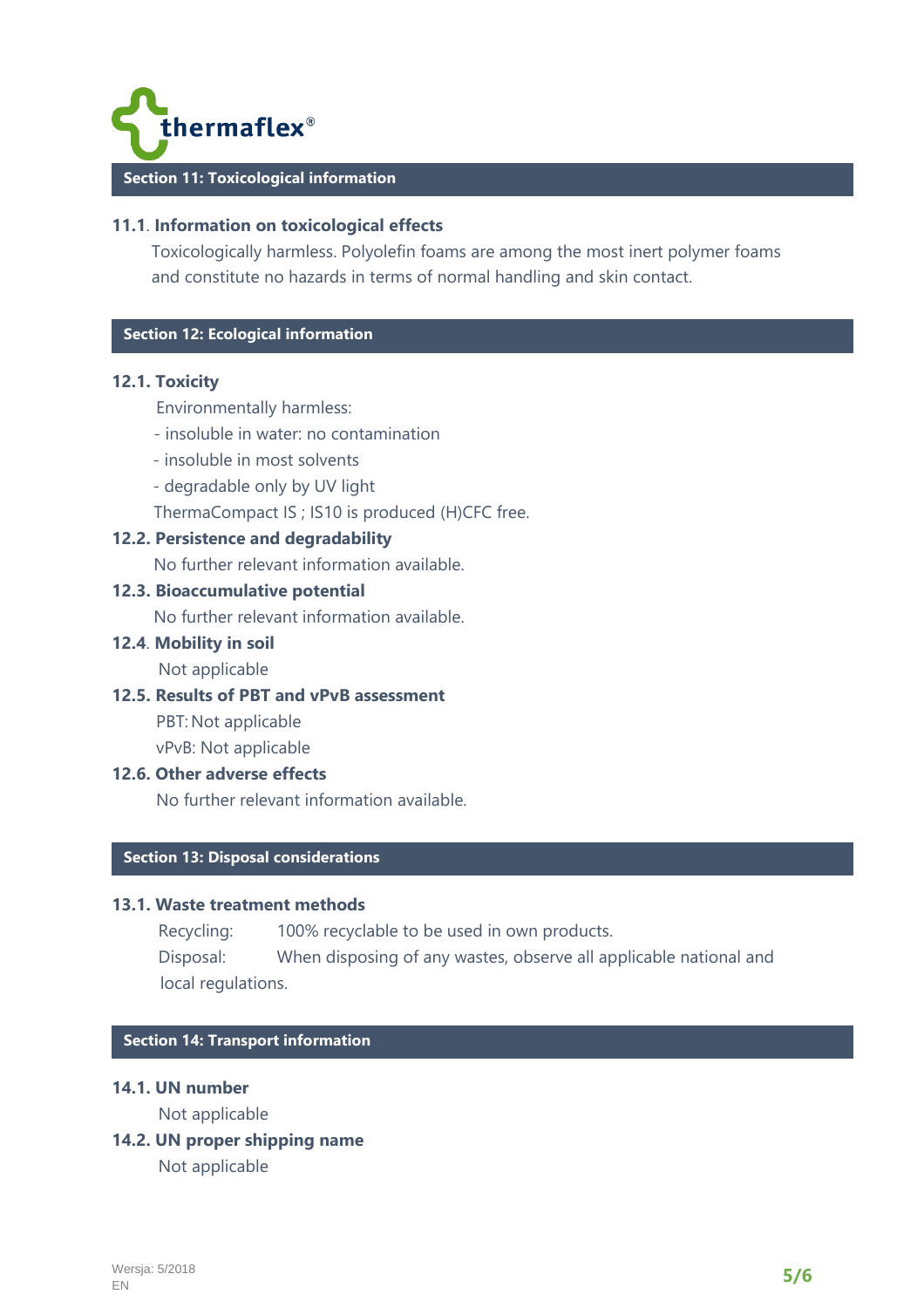## Section 11: Toxicological information

### 11.1. Information on toxicological effects

Toxicologically harmless. Polyolefin foams are among the most inert polymer foams and constitute no hazards in terms of normal handling and skin contact.

## Section 12: Ecological information

### 12.1. Toxicity

Environmentally harmless:

- insoluble in water: no contamination
- insoluble in most solvents
- degradable only by UV light

ThermaCompact IS ; IS10 is produced (H)CFC free.

### 12.2. Persistence and degradability

No further relevant information available.

### 12.3. Bioaccumulative potential

No further relevant information available.

### 12.4. Mobility in soil

Not applicable

### 12.5. Results of PBT and vPvB assessment

PBT: Not applicable

vPvB: Not applicable

### 12.6. Other adverse effects

No further relevant information available.

## Section 13: Disposal considerations

### 13.1. Waste treatment methods

Recycling: 100% recyclable to be used in own products.

Disposal: When disposing of any wastes, observe all applicable national and local regulations.

## Section 14: Transport information

### 14.1. UN number

Not applicable

### 14.2. UN proper shipping name

Not applicable

Wersja: 5/2018
EN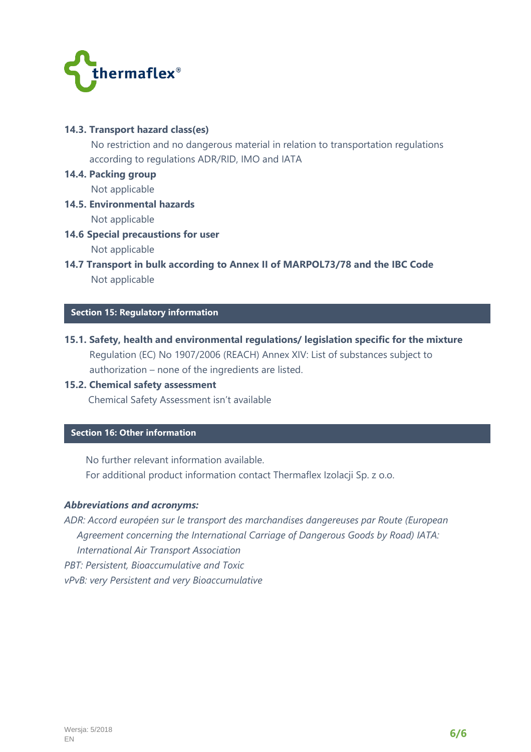### 14.3. Transport hazard class(es)

No restriction and no dangerous material in relation to transportation regulations according to regulations ADR/RID, IMO and IATA

### 14.4. Packing group

Not applicable

### 14.5. Environmental hazards

Not applicable

### 14.6 Special precaustions for user

Not applicable

### 14.7 Transport in bulk according to Annex II of MARPOL73/78 and the IBC Code

Not applicable

## Section 15: Regulatory information

### 15.1. Safety, health and environmental regulations/ legislation specific for the mixture

Regulation (EC) No 1907/2006 (REACH) Annex XIV: List of substances subject to authorization – none of the ingredients are listed.

### 15.2. Chemical safety assessment

Chemical Safety Assessment isn't available

## Section 16: Other information

No further relevant information available.
For additional product information contact Thermaflex Izolacji Sp. z o.o.

***Abbreviations and acronyms:***

*ADR: Accord européen sur le transport des marchandises dangereuses par Route (European Agreement concerning the International Carriage of Dangerous Goods by Road) IATA: International Air Transport Association*

*PBT: Persistent, Bioaccumulative and Toxic*

*vPvB: very Persistent and very Bioaccumulative*

Wersja: 5/2018
EN